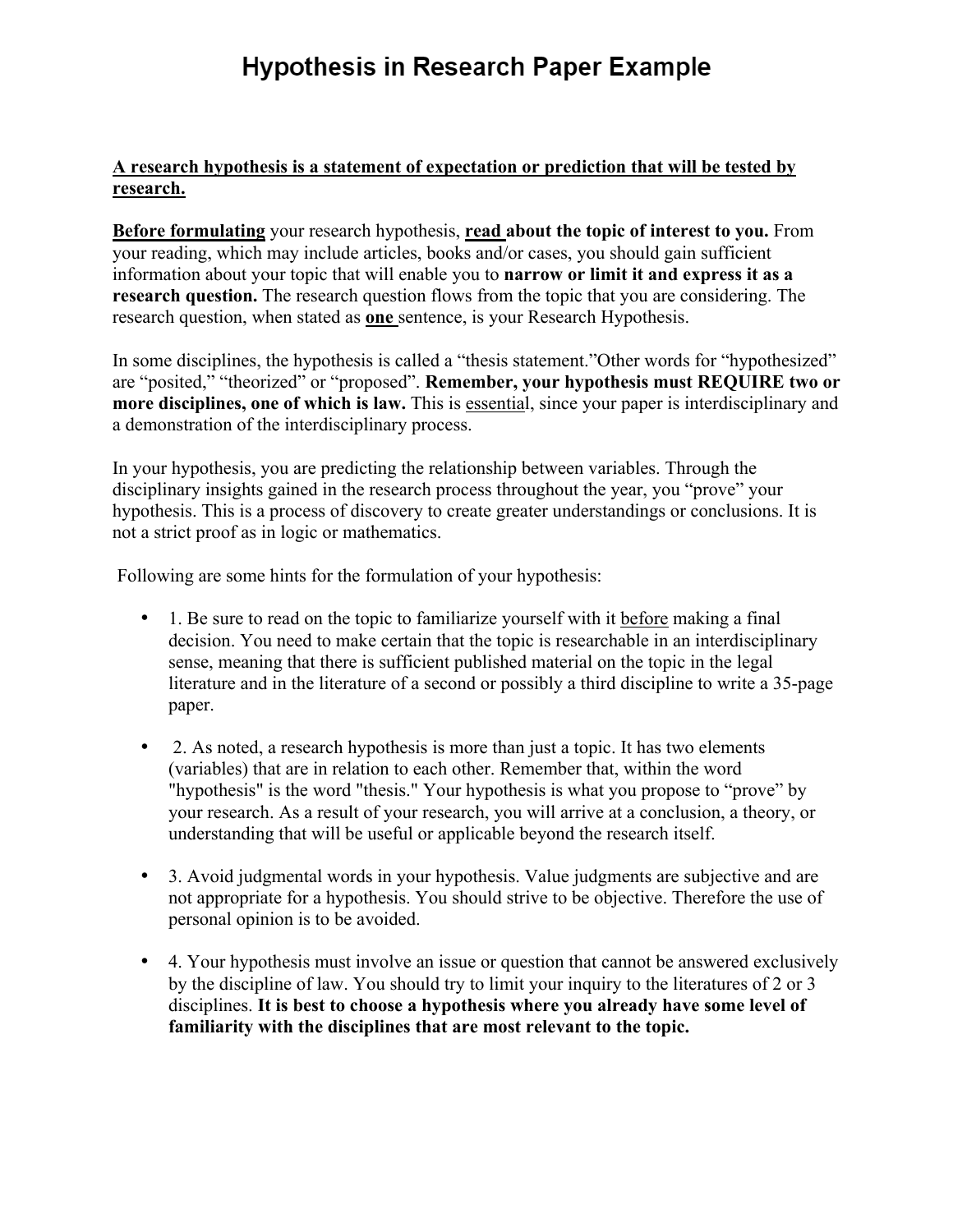# Hypothesis in Research Paper Example

**A research hypothesis is a statement of expectation or prediction that will be tested by research.**

**Before formulating** your research hypothesis, **read about the topic of interest to you.** From your reading, which may include articles, books and/or cases, you should gain sufficient information about your topic that will enable you to **narrow or limit it and express it as a research question.** The research question flows from the topic that you are considering. The research question, when stated as **one** sentence, is your Research Hypothesis.

In some disciplines, the hypothesis is called a "thesis statement."Other words for "hypothesized" are "posited," "theorized" or "proposed". **Remember, your hypothesis must REQUIRE two or more disciplines, one of which is law.** This is essential, since your paper is interdisciplinary and a demonstration of the interdisciplinary process.

In your hypothesis, you are predicting the relationship between variables. Through the disciplinary insights gained in the research process throughout the year, you "prove" your hypothesis. This is a process of discovery to create greater understandings or conclusions. It is not a strict proof as in logic or mathematics.

Following are some hints for the formulation of your hypothesis:

- 1. Be sure to read on the topic to familiarize yourself with it before making a final decision. You need to make certain that the topic is researchable in an interdisciplinary sense, meaning that there is sufficient published material on the topic in the legal literature and in the literature of a second or possibly a third discipline to write a 35-page paper.

- 2. As noted, a research hypothesis is more than just a topic. It has two elements (variables) that are in relation to each other. Remember that, within the word "hypothesis" is the word "thesis." Your hypothesis is what you propose to "prove" by your research. As a result of your research, you will arrive at a conclusion, a theory, or understanding that will be useful or applicable beyond the research itself.

- 3. Avoid judgmental words in your hypothesis. Value judgments are subjective and are not appropriate for a hypothesis. You should strive to be objective. Therefore the use of personal opinion is to be avoided.

- 4. Your hypothesis must involve an issue or question that cannot be answered exclusively by the discipline of law. You should try to limit your inquiry to the literatures of 2 or 3 disciplines. **It is best to choose a hypothesis where you already have some level of familiarity with the disciplines that are most relevant to the topic.**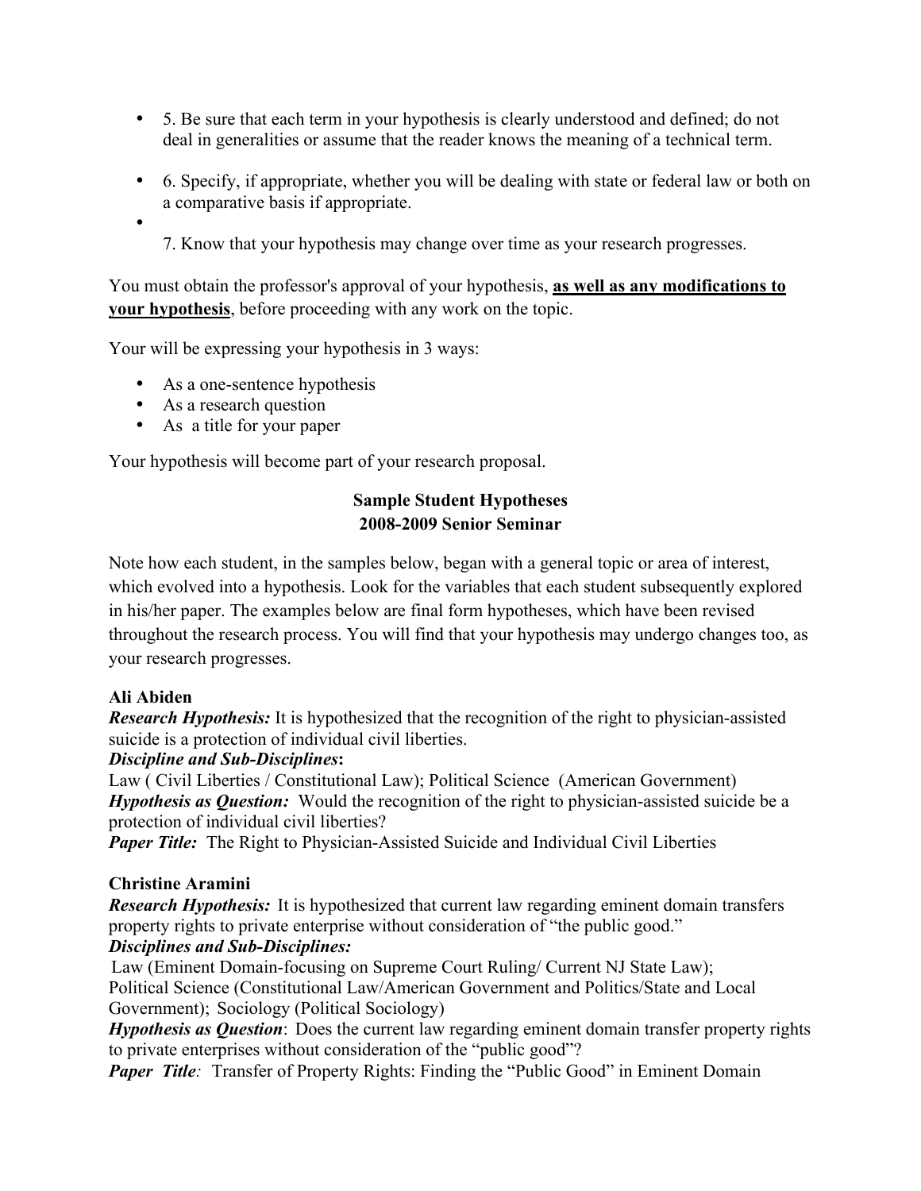- 5. Be sure that each term in your hypothesis is clearly understood and defined; do not deal in generalities or assume that the reader knows the meaning of a technical term.

- 6. Specify, if appropriate, whether you will be dealing with state or federal law or both on a comparative basis if appropriate.

- 7. Know that your hypothesis may change over time as your research progresses.

You must obtain the professor's approval of your hypothesis, **as well as any modifications to your hypothesis**, before proceeding with any work on the topic.

Your will be expressing your hypothesis in 3 ways:

- As a one-sentence hypothesis
- As a research question
- As a title for your paper

Your hypothesis will become part of your research proposal.

## Sample Student Hypotheses
## 2008-2009 Senior Seminar

Note how each student, in the samples below, began with a general topic or area of interest, which evolved into a hypothesis. Look for the variables that each student subsequently explored in his/her paper. The examples below are final form hypotheses, which have been revised throughout the research process. You will find that your hypothesis may undergo changes too, as your research progresses.

**Ali Abiden**
***Research Hypothesis:*** It is hypothesized that the recognition of the right to physician-assisted suicide is a protection of individual civil liberties.
***Discipline and Sub-Disciplines*:**
Law ( Civil Liberties / Constitutional Law); Political Science (American Government)
***Hypothesis as Question:*** Would the recognition of the right to physician-assisted suicide be a protection of individual civil liberties?
***Paper Title:*** The Right to Physician-Assisted Suicide and Individual Civil Liberties

**Christine Aramini**
***Research Hypothesis:*** It is hypothesized that current law regarding eminent domain transfers property rights to private enterprise without consideration of "the public good."
***Disciplines and Sub-Disciplines:***
Law (Eminent Domain-focusing on Supreme Court Ruling/ Current NJ State Law);
Political Science (Constitutional Law/American Government and Politics/State and Local Government); Sociology (Political Sociology)
***Hypothesis as Question***: Does the current law regarding eminent domain transfer property rights to private enterprises without consideration of the "public good"?
***Paper Title:*** Transfer of Property Rights: Finding the "Public Good" in Eminent Domain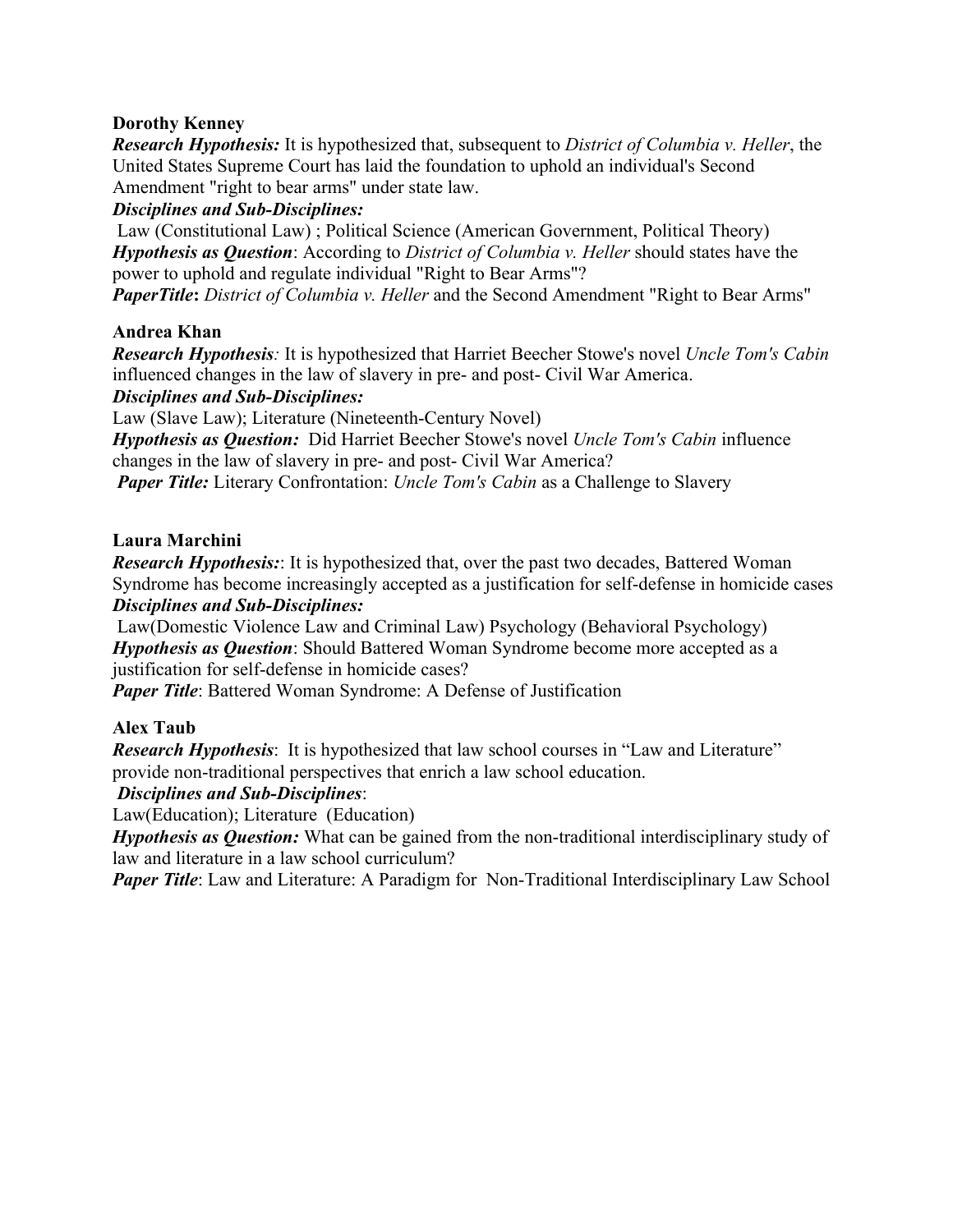**Dorothy Kenney**

***Research Hypothesis:*** It is hypothesized that, subsequent to *District of Columbia v. Heller*, the United States Supreme Court has laid the foundation to uphold an individual's Second Amendment "right to bear arms" under state law.

***Disciplines and Sub-Disciplines:***

Law (Constitutional Law) ; Political Science (American Government, Political Theory)

***Hypothesis as Question***: According to *District of Columbia v. Heller* should states have the power to uphold and regulate individual "Right to Bear Arms"?

***PaperTitle*:** *District of Columbia v. Heller* and the Second Amendment "Right to Bear Arms"

**Andrea Khan**

***Research Hypothesis****:* It is hypothesized that Harriet Beecher Stowe's novel *Uncle Tom's Cabin* influenced changes in the law of slavery in pre- and post- Civil War America.

***Disciplines and Sub-Disciplines:***

Law (Slave Law); Literature (Nineteenth-Century Novel)

***Hypothesis as Question:*** Did Harriet Beecher Stowe's novel *Uncle Tom's Cabin* influence changes in the law of slavery in pre- and post- Civil War America?

***Paper Title:*** Literary Confrontation: *Uncle Tom's Cabin* as a Challenge to Slavery

**Laura Marchini**

***Research Hypothesis:***: It is hypothesized that, over the past two decades, Battered Woman Syndrome has become increasingly accepted as a justification for self-defense in homicide cases

***Disciplines and Sub-Disciplines:***

Law(Domestic Violence Law and Criminal Law) Psychology (Behavioral Psychology)

***Hypothesis as Question***: Should Battered Woman Syndrome become more accepted as a justification for self-defense in homicide cases?

***Paper Title***: Battered Woman Syndrome: A Defense of Justification

**Alex Taub**

***Research Hypothesis***: It is hypothesized that law school courses in "Law and Literature" provide non-traditional perspectives that enrich a law school education.

***Disciplines and Sub-Disciplines***:

Law(Education); Literature (Education)

***Hypothesis as Question:*** What can be gained from the non-traditional interdisciplinary study of law and literature in a law school curriculum?

***Paper Title***: Law and Literature: A Paradigm for Non-Traditional Interdisciplinary Law School